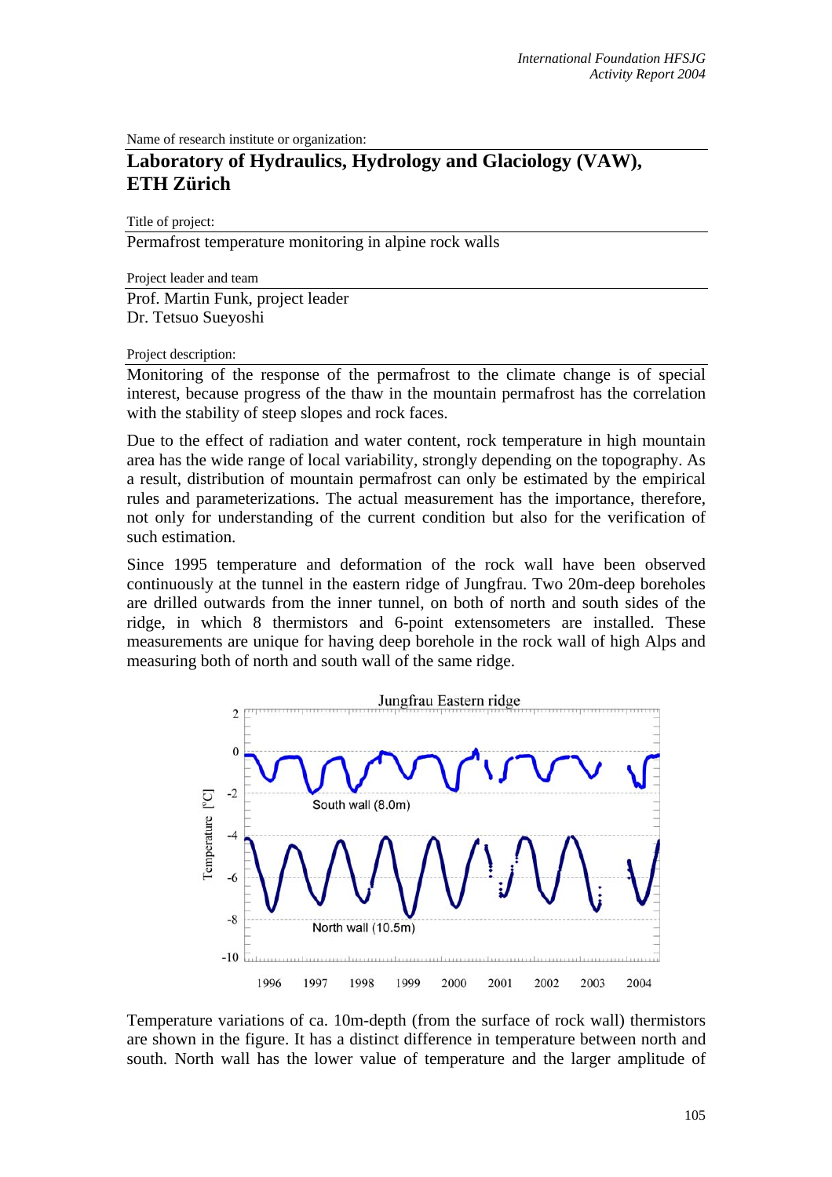Name of research institute or organization:

# Laboratory of Hydraulics, Hydrology and Glaciology (VAW), ETH Zürich

Title of project:

Permafrost temperature monitoring in alpine rock walls

Project leader and team

Prof. Martin Funk, project leader
Dr. Tetsuo Sueyoshi

Project description:

Monitoring of the response of the permafrost to the climate change is of special interest, because progress of the thaw in the mountain permafrost has the correlation with the stability of steep slopes and rock faces.

Due to the effect of radiation and water content, rock temperature in high mountain area has the wide range of local variability, strongly depending on the topography. As a result, distribution of mountain permafrost can only be estimated by the empirical rules and parameterizations. The actual measurement has the importance, therefore, not only for understanding of the current condition but also for the verification of such estimation.

Since 1995 temperature and deformation of the rock wall have been observed continuously at the tunnel in the eastern ridge of Jungfrau. Two 20m-deep boreholes are drilled outwards from the inner tunnel, on both of north and south sides of the ridge, in which 8 thermistors and 6-point extensometers are installed. These measurements are unique for having deep borehole in the rock wall of high Alps and measuring both of north and south wall of the same ridge.

Temperature variations of ca. 10m-depth (from the surface of rock wall) thermistors are shown in the figure. It has a distinct difference in temperature between north and south. North wall has the lower value of temperature and the larger amplitude of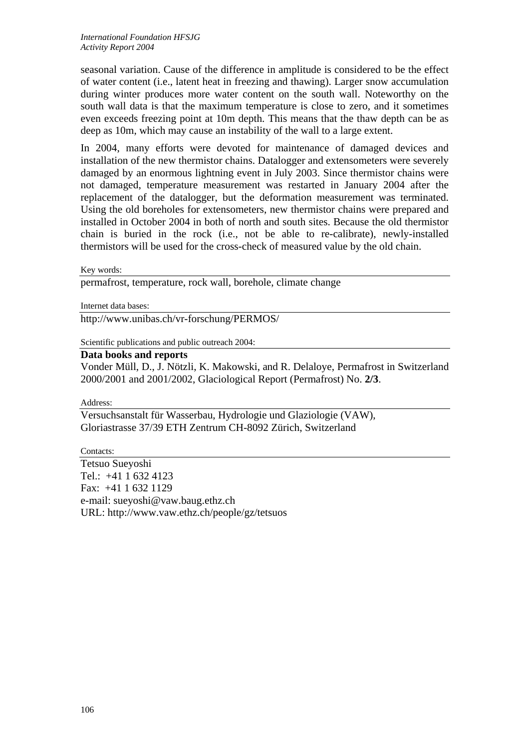seasonal variation. Cause of the difference in amplitude is considered to be the effect of water content (i.e., latent heat in freezing and thawing). Larger snow accumulation during winter produces more water content on the south wall. Noteworthy on the south wall data is that the maximum temperature is close to zero, and it sometimes even exceeds freezing point at 10m depth. This means that the thaw depth can be as deep as 10m, which may cause an instability of the wall to a large extent.

In 2004, many efforts were devoted for maintenance of damaged devices and installation of the new thermistor chains. Datalogger and extensometers were severely damaged by an enormous lightning event in July 2003. Since thermistor chains were not damaged, temperature measurement was restarted in January 2004 after the replacement of the datalogger, but the deformation measurement was terminated. Using the old boreholes for extensometers, new thermistor chains were prepared and installed in October 2004 in both of north and south sites. Because the old thermistor chain is buried in the rock (i.e., not be able to re-calibrate), newly-installed thermistors will be used for the cross-check of measured value by the old chain.

Key words:

permafrost, temperature, rock wall, borehole, climate change

Internet data bases:

http://www.unibas.ch/vr-forschung/PERMOS/

Scientific publications and public outreach 2004:

**Data books and reports**

Vonder Müll, D., J. Nötzli, K. Makowski, and R. Delaloye, Permafrost in Switzerland 2000/2001 and 2001/2002, Glaciological Report (Permafrost) No. **2/3**.

Address:

Versuchsanstalt für Wasserbau, Hydrologie und Glaziologie (VAW),
Gloriastrasse 37/39 ETH Zentrum CH-8092 Zürich, Switzerland

Contacts:

Tetsuo Sueyoshi
Tel.: +41 1 632 4123
Fax: +41 1 632 1129
e-mail: sueyoshi@vaw.baug.ethz.ch
URL: http://www.vaw.ethz.ch/people/gz/tetsuos